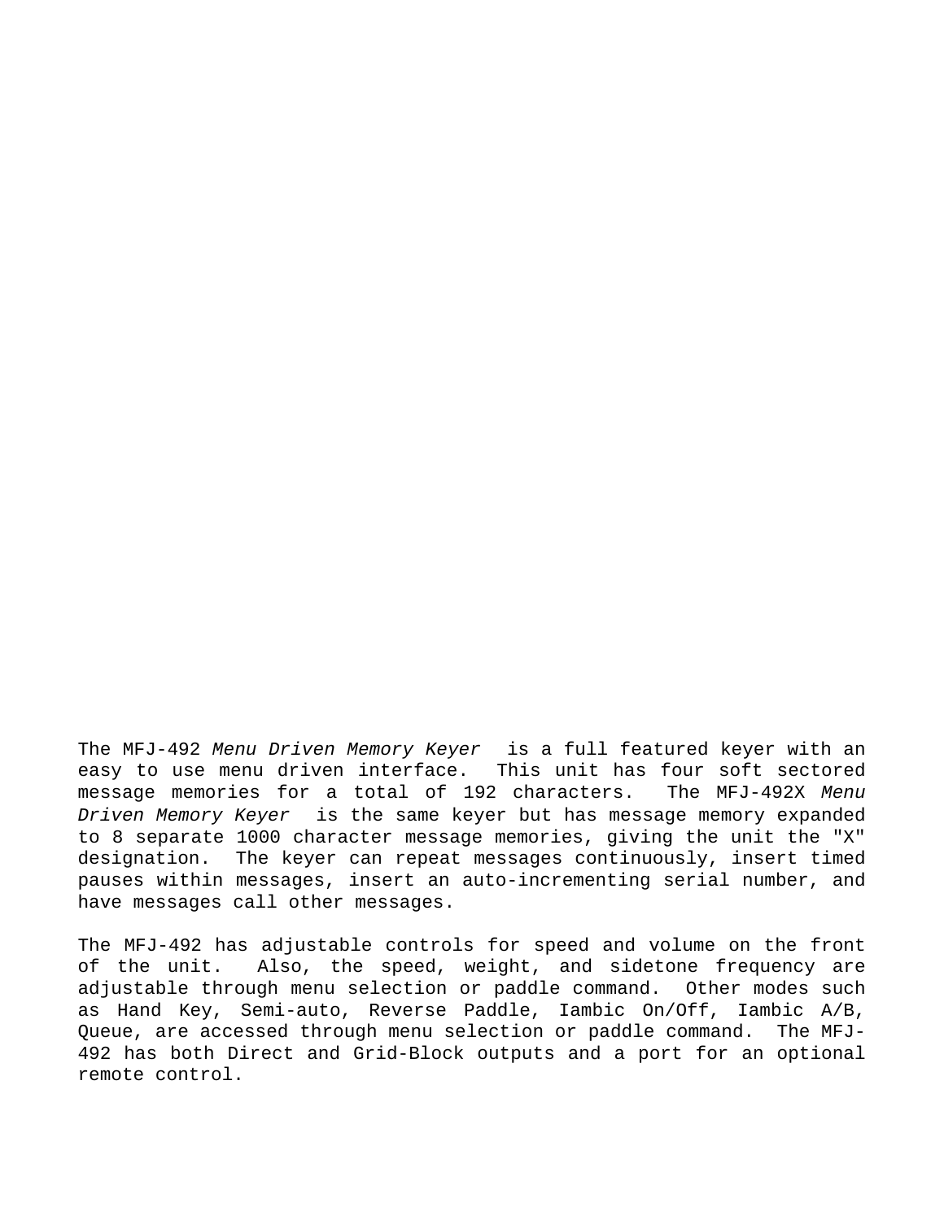The MFJ-492 *Menu Driven Memory Keyer* is a full featured keyer with an easy to use menu driven interface. This unit has four soft sectored message memories for a total of 192 characters. The MFJ-492X *Menu Driven Memory Keyer* is the same keyer but has message memory expanded to 8 separate 1000 character message memories, giving the unit the "X" designation. The keyer can repeat messages continuously, insert timed pauses within messages, insert an auto-incrementing serial number, and have messages call other messages.

The MFJ-492 has adjustable controls for speed and volume on the front of the unit. Also, the speed, weight, and sidetone frequency are adjustable through menu selection or paddle command. Other modes such as Hand Key, Semi-auto, Reverse Paddle, Iambic On/Off, Iambic A/B, Queue, are accessed through menu selection or paddle command. The MFJ-492 has both Direct and Grid-Block outputs and a port for an optional remote control.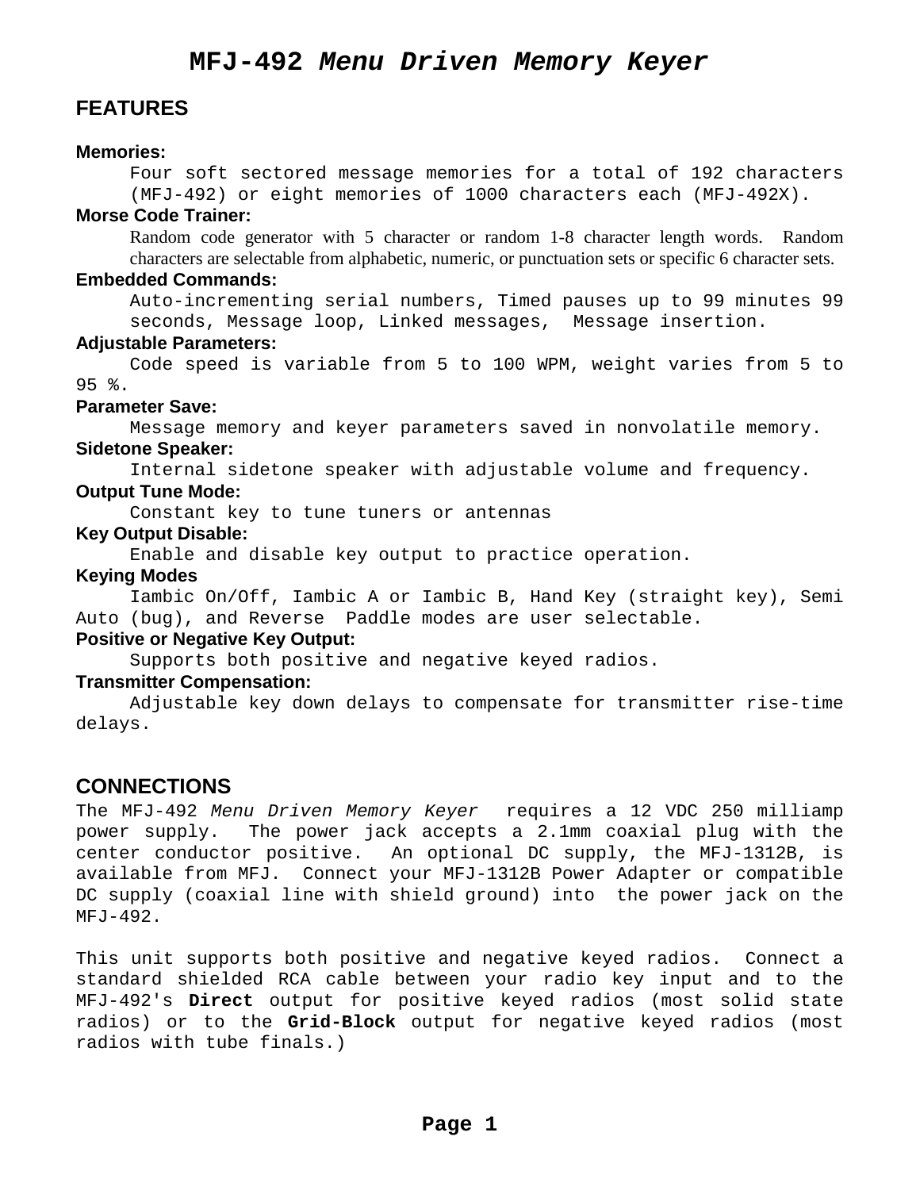# MFJ-492 *Menu Driven Memory Keyer*

## FEATURES

**Memories:**
Four soft sectored message memories for a total of 192 characters (MFJ-492) or eight memories of 1000 characters each (MFJ-492X).

**Morse Code Trainer:**
Random code generator with 5 character or random 1-8 character length words. Random characters are selectable from alphabetic, numeric, or punctuation sets or specific 6 character sets.

**Embedded Commands:**
Auto-incrementing serial numbers, Timed pauses up to 99 minutes 99 seconds, Message loop, Linked messages, Message insertion.

**Adjustable Parameters:**
Code speed is variable from 5 to 100 WPM, weight varies from 5 to 95 %.

**Parameter Save:**
Message memory and keyer parameters saved in nonvolatile memory.

**Sidetone Speaker:**
Internal sidetone speaker with adjustable volume and frequency.

**Output Tune Mode:**
Constant key to tune tuners or antennas

**Key Output Disable:**
Enable and disable key output to practice operation.

**Keying Modes**
Iambic On/Off, Iambic A or Iambic B, Hand Key (straight key), Semi Auto (bug), and Reverse Paddle modes are user selectable.

**Positive or Negative Key Output:**
Supports both positive and negative keyed radios.

**Transmitter Compensation:**
Adjustable key down delays to compensate for transmitter rise-time delays.

## CONNECTIONS

The MFJ-492 *Menu Driven Memory Keyer* requires a 12 VDC 250 milliamp power supply. The power jack accepts a 2.1mm coaxial plug with the center conductor positive. An optional DC supply, the MFJ-1312B, is available from MFJ. Connect your MFJ-1312B Power Adapter or compatible DC supply (coaxial line with shield ground) into the power jack on the MFJ-492.

This unit supports both positive and negative keyed radios. Connect a standard shielded RCA cable between your radio key input and to the MFJ-492's **Direct** output for positive keyed radios (most solid state radios) or to the **Grid-Block** output for negative keyed radios (most radios with tube finals.)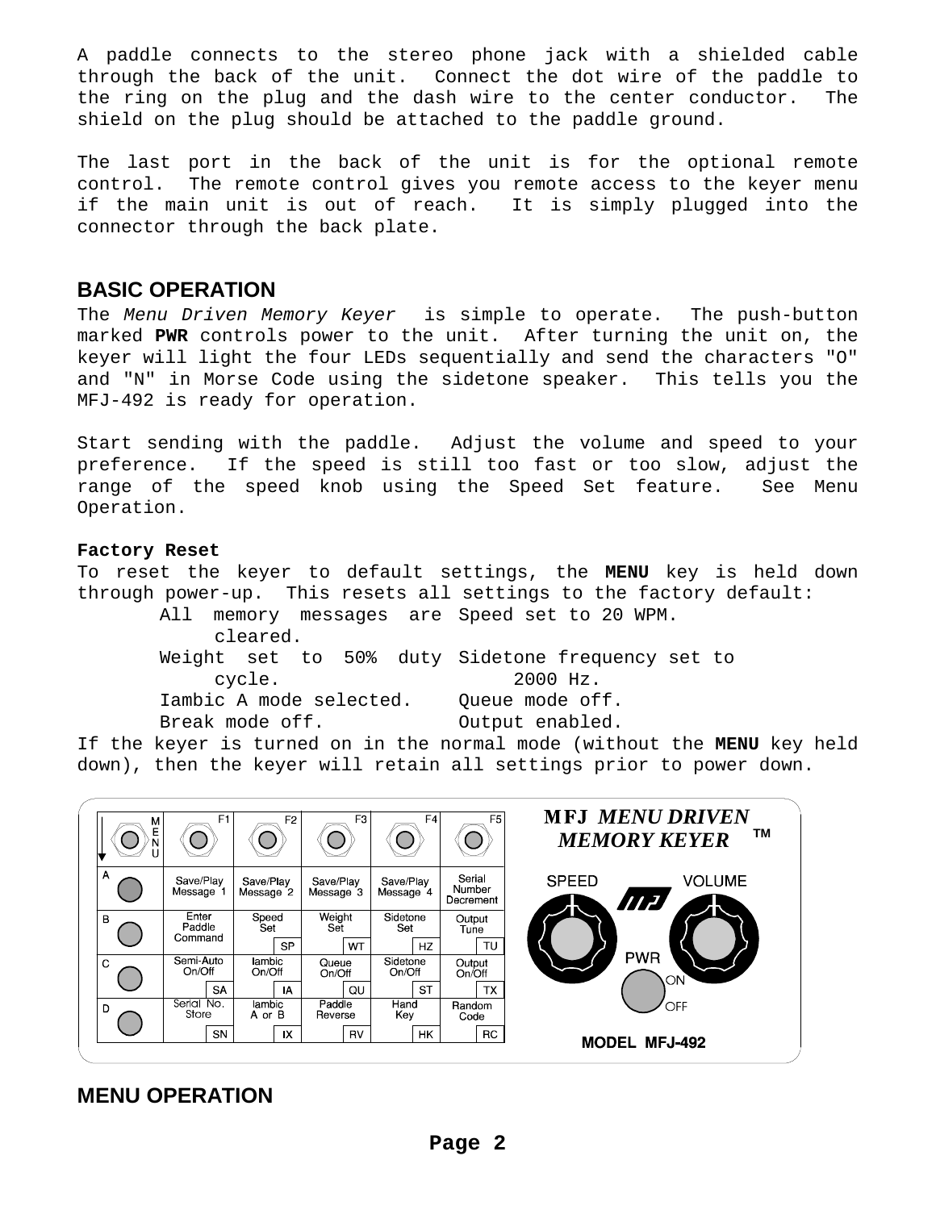A paddle connects to the stereo phone jack with a shielded cable through the back of the unit. Connect the dot wire of the paddle to the ring on the plug and the dash wire to the center conductor. The shield on the plug should be attached to the paddle ground.

The last port in the back of the unit is for the optional remote control. The remote control gives you remote access to the keyer menu if the main unit is out of reach. It is simply plugged into the connector through the back plate.

## BASIC OPERATION

The *Menu Driven Memory Keyer* is simple to operate. The push-button marked **PWR** controls power to the unit. After turning the unit on, the keyer will light the four LEDs sequentially and send the characters "O" and "N" in Morse Code using the sidetone speaker. This tells you the MFJ-492 is ready for operation.

Start sending with the paddle. Adjust the volume and speed to your preference. If the speed is still too fast or too slow, adjust the range of the speed knob using the Speed Set feature. See Menu Operation.

**Factory Reset**

To reset the keyer to default settings, the **MENU** key is held down through power-up. This resets all settings to the factory default:

- All memory messages are cleared.
- Speed set to 20 WPM.
- Weight set to 50% duty cycle.
- Sidetone frequency set to 2000 Hz.
- Iambic A mode selected.
- Queue mode off.
- Break mode off.
- Output enabled.

If the keyer is turned on in the normal mode (without the **MENU** key held down), then the keyer will retain all settings prior to power down.

| MENU | F1 | F2 | F3 | F4 | F5 |
|---|---|---|---|---|---|
| A | Save/Play Message 1 | Save/Play Message 2 | Save/Play Message 3 | Save/Play Message 4 | Serial Number Decrement |
| B | Enter Paddle Command | Speed Set (SP) | Weight Set (WT) | Sidetone Set (HZ) | Output Tune (TU) |
| C | Semi-Auto On/Off (SA) | Iambic On/Off (IA) | Queue On/Off (QU) | Sidetone On/Off (ST) | Output On/Off (TX) |
| D | Serial No. Store (SN) | Iambic A or B (IX) | Paddle Reverse (RV) | Hand Key (HK) | Random Code (RC) |

MFJ *MENU DRIVEN MEMORY KEYER* ™ — SPEED — VOLUME — PWR ON/OFF — MODEL MFJ-492

## MENU OPERATION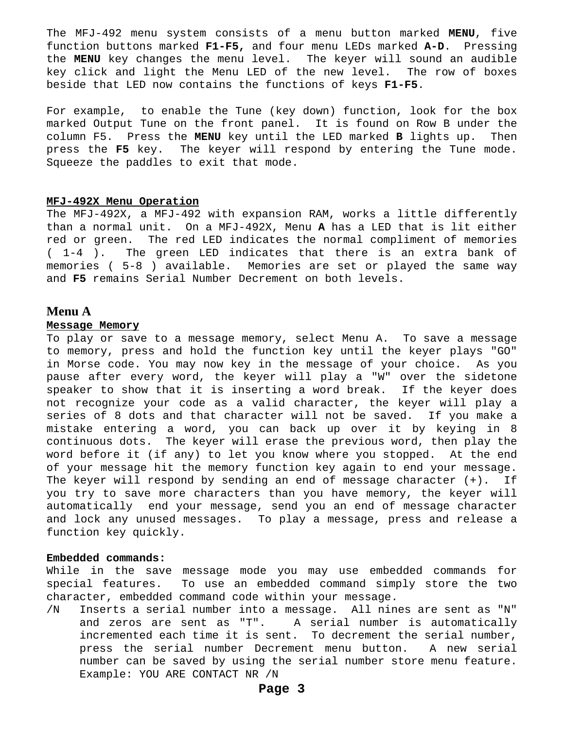The MFJ-492 menu system consists of a menu button marked **MENU**, five function buttons marked **F1-F5,** and four menu LEDs marked **A-D**. Pressing the **MENU** key changes the menu level. The keyer will sound an audible key click and light the Menu LED of the new level. The row of boxes beside that LED now contains the functions of keys **F1-F5**.

For example, to enable the Tune (key down) function, look for the box marked Output Tune on the front panel. It is found on Row B under the column F5. Press the **MENU** key until the LED marked **B** lights up. Then press the **F5** key. The keyer will respond by entering the Tune mode. Squeeze the paddles to exit that mode.

## MFJ-492X Menu Operation

The MFJ-492X, a MFJ-492 with expansion RAM, works a little differently than a normal unit. On a MFJ-492X, Menu **A** has a LED that is lit either red or green. The red LED indicates the normal compliment of memories ( 1-4 ). The green LED indicates that there is an extra bank of memories ( 5-8 ) available. Memories are set or played the same way and **F5** remains Serial Number Decrement on both levels.

## Menu A

### Message Memory

To play or save to a message memory, select Menu A. To save a message to memory, press and hold the function key until the keyer plays "GO" in Morse code. You may now key in the message of your choice. As you pause after every word, the keyer will play a "W" over the sidetone speaker to show that it is inserting a word break. If the keyer does not recognize your code as a valid character, the keyer will play a series of 8 dots and that character will not be saved. If you make a mistake entering a word, you can back up over it by keying in 8 continuous dots. The keyer will erase the previous word, then play the word before it (if any) to let you know where you stopped. At the end of your message hit the memory function key again to end your message. The keyer will respond by sending an end of message character (+). If you try to save more characters than you have memory, the keyer will automatically end your message, send you an end of message character and lock any unused messages. To play a message, press and release a function key quickly.

**Embedded commands:**

While in the save message mode you may use embedded commands for special features. To use an embedded command simply store the two character, embedded command code within your message.

/N Inserts a serial number into a message. All nines are sent as "N" and zeros are sent as "T". A serial number is automatically incremented each time it is sent. To decrement the serial number, press the serial number Decrement menu button. A new serial number can be saved by using the serial number store menu feature. Example: YOU ARE CONTACT NR /N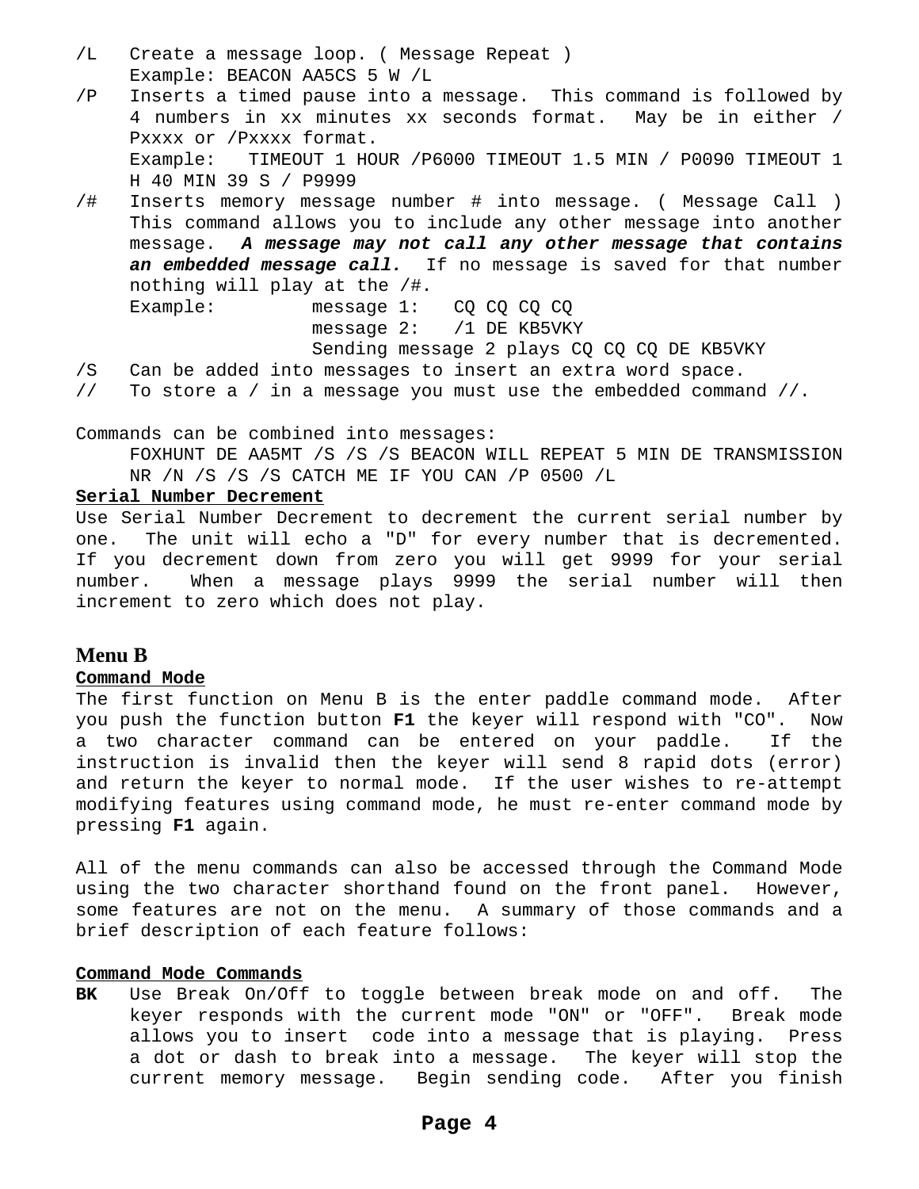/L Create a message loop. ( Message Repeat )
Example: BEACON AA5CS 5 W /L

/P Inserts a timed pause into a message. This command is followed by 4 numbers in xx minutes xx seconds format. May be in either / Pxxxx or /Pxxxx format.
Example: TIMEOUT 1 HOUR /P6000 TIMEOUT 1.5 MIN / P0090 TIMEOUT 1 H 40 MIN 39 S / P9999

/# Inserts memory message number # into message. ( Message Call ) This command allows you to include any other message into another message. ***A message may not call any other message that contains an embedded message call.*** If no message is saved for that number nothing will play at the /#.
Example: message 1: CQ CQ CQ CQ
message 2: /1 DE KB5VKY
Sending message 2 plays CQ CQ CQ DE KB5VKY

/S Can be added into messages to insert an extra word space.

// To store a / in a message you must use the embedded command //.

Commands can be combined into messages:
FOXHUNT DE AA5MT /S /S /S BEACON WILL REPEAT 5 MIN DE TRANSMISSION NR /N /S /S /S CATCH ME IF YOU CAN /P 0500 /L

**Serial Number Decrement**

Use Serial Number Decrement to decrement the current serial number by one. The unit will echo a "D" for every number that is decremented. If you decrement down from zero you will get 9999 for your serial number. When a message plays 9999 the serial number will then increment to zero which does not play.

## Menu B

**Command Mode**

The first function on Menu B is the enter paddle command mode. After you push the function button **F1** the keyer will respond with "CO". Now a two character command can be entered on your paddle. If the instruction is invalid then the keyer will send 8 rapid dots (error) and return the keyer to normal mode. If the user wishes to re-attempt modifying features using command mode, he must re-enter command mode by pressing **F1** again.

All of the menu commands can also be accessed through the Command Mode using the two character shorthand found on the front panel. However, some features are not on the menu. A summary of those commands and a brief description of each feature follows:

**Command Mode Commands**

**BK** Use Break On/Off to toggle between break mode on and off. The keyer responds with the current mode "ON" or "OFF". Break mode allows you to insert code into a message that is playing. Press a dot or dash to break into a message. The keyer will stop the current memory message. Begin sending code. After you finish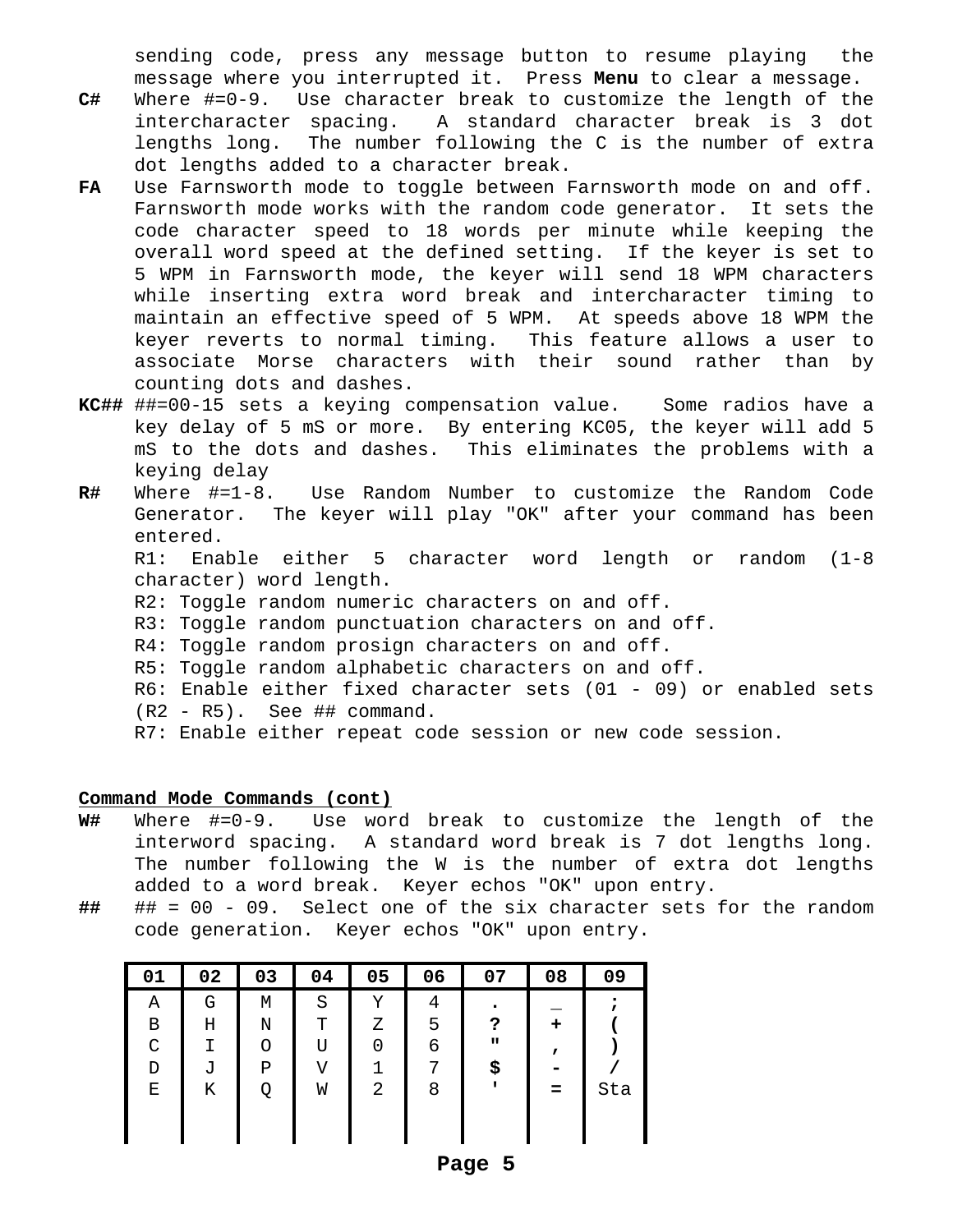sending code, press any message button to resume playing the message where you interrupted it. Press **Menu** to clear a message.

**C#** Where #=0-9. Use character break to customize the length of the intercharacter spacing. A standard character break is 3 dot lengths long. The number following the C is the number of extra dot lengths added to a character break.

**FA** Use Farnsworth mode to toggle between Farnsworth mode on and off. Farnsworth mode works with the random code generator. It sets the code character speed to 18 words per minute while keeping the overall word speed at the defined setting. If the keyer is set to 5 WPM in Farnsworth mode, the keyer will send 18 WPM characters while inserting extra word break and intercharacter timing to maintain an effective speed of 5 WPM. At speeds above 18 WPM the keyer reverts to normal timing. This feature allows a user to associate Morse characters with their sound rather than by counting dots and dashes.

**KC##** ##=00-15 sets a keying compensation value. Some radios have a key delay of 5 mS or more. By entering KC05, the keyer will add 5 mS to the dots and dashes. This eliminates the problems with a keying delay

**R#** Where #=1-8. Use Random Number to customize the Random Code Generator. The keyer will play "OK" after your command has been entered.
R1: Enable either 5 character word length or random (1-8 character) word length.
R2: Toggle random numeric characters on and off.
R3: Toggle random punctuation characters on and off.
R4: Toggle random prosign characters on and off.
R5: Toggle random alphabetic characters on and off.
R6: Enable either fixed character sets (01 - 09) or enabled sets (R2 - R5). See ## command.
R7: Enable either repeat code session or new code session.

**Command Mode Commands (cont)**

**W#** Where #=0-9. Use word break to customize the length of the interword spacing. A standard word break is 7 dot lengths long. The number following the W is the number of extra dot lengths added to a word break. Keyer echos "OK" upon entry.

**##** ## = 00 - 09. Select one of the six character sets for the random code generation. Keyer echos "OK" upon entry.

| 01 | 02 | 03 | 04 | 05 | 06 | 07 | 08 | 09 |
|---|---|---|---|---|---|---|---|---|
| A | G | M | S | Y | 4 | . | _ | ; |
| B | H | N | T | Z | 5 | ? | + | ( |
| C | I | O | U | 0 | 6 | " | , | ) |
| D | J | P | V | 1 | 7 | $ | - | / |
| E | K | Q | W | 2 | 8 | ' | = | Sta |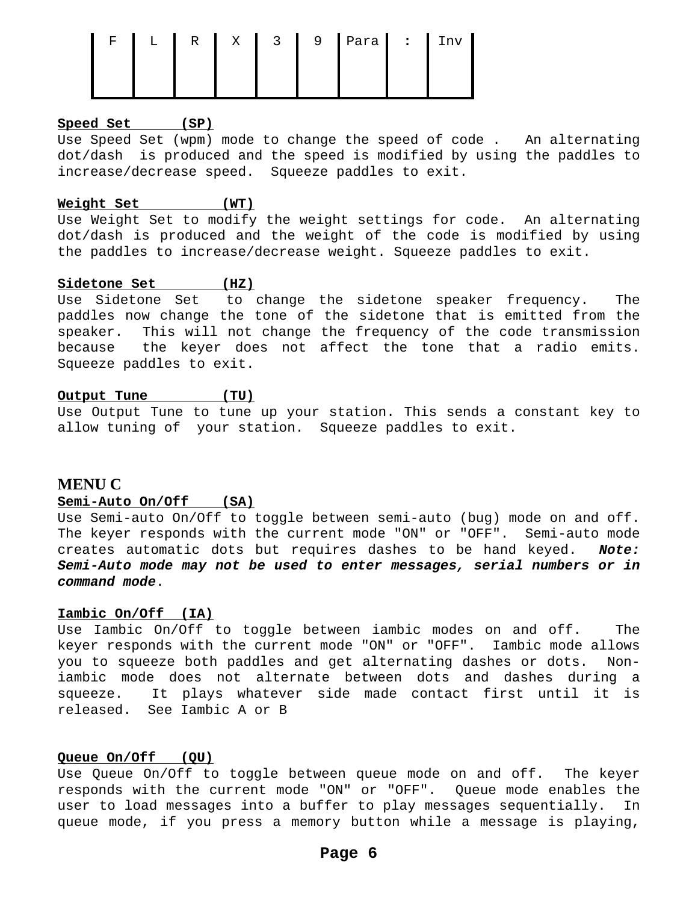| F | L | R | X | 3 | 9 | Para | : | Inv |
|---|---|---|---|---|---|---|---|---|
| | | | | | | | | |

**Speed Set (SP)**

Use Speed Set (wpm) mode to change the speed of code . An alternating dot/dash is produced and the speed is modified by using the paddles to increase/decrease speed. Squeeze paddles to exit.

**Weight Set (WT)**

Use Weight Set to modify the weight settings for code. An alternating dot/dash is produced and the weight of the code is modified by using the paddles to increase/decrease weight. Squeeze paddles to exit.

**Sidetone Set (HZ)**

Use Sidetone Set to change the sidetone speaker frequency. The paddles now change the tone of the sidetone that is emitted from the speaker. This will not change the frequency of the code transmission because the keyer does not affect the tone that a radio emits. Squeeze paddles to exit.

**Output Tune (TU)**

Use Output Tune to tune up your station. This sends a constant key to allow tuning of your station. Squeeze paddles to exit.

## MENU C

**Semi-Auto On/Off (SA)**

Use Semi-auto On/Off to toggle between semi-auto (bug) mode on and off. The keyer responds with the current mode "ON" or "OFF". Semi-auto mode creates automatic dots but requires dashes to be hand keyed. ***Note: Semi-Auto mode may not be used to enter messages, serial numbers or in command mode***.

**Iambic On/Off (IA)**

Use Iambic On/Off to toggle between iambic modes on and off. The keyer responds with the current mode "ON" or "OFF". Iambic mode allows you to squeeze both paddles and get alternating dashes or dots. Non-iambic mode does not alternate between dots and dashes during a squeeze. It plays whatever side made contact first until it is released. See Iambic A or B

**Queue On/Off (QU)**

Use Queue On/Off to toggle between queue mode on and off. The keyer responds with the current mode "ON" or "OFF". Queue mode enables the user to load messages into a buffer to play messages sequentially. In queue mode, if you press a memory button while a message is playing,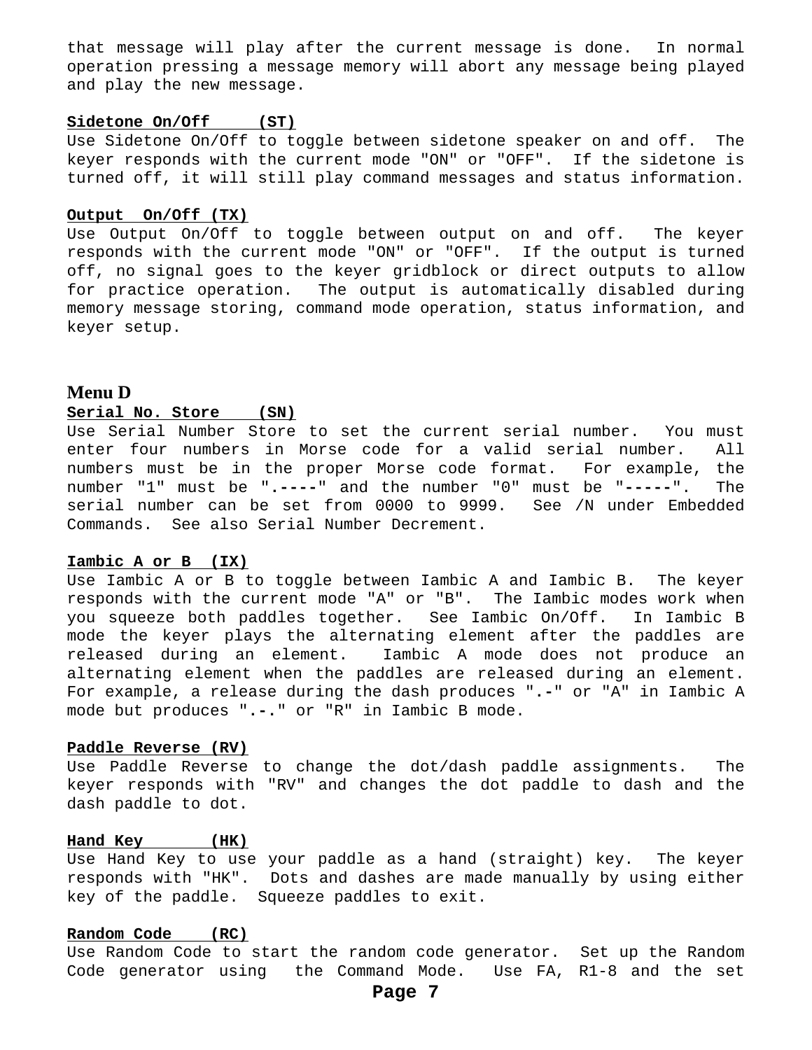that message will play after the current message is done. In normal operation pressing a message memory will abort any message being played and play the new message.

**Sidetone On/Off (ST)**

Use Sidetone On/Off to toggle between sidetone speaker on and off. The keyer responds with the current mode "ON" or "OFF". If the sidetone is turned off, it will still play command messages and status information.

**Output On/Off (TX)**

Use Output On/Off to toggle between output on and off. The keyer responds with the current mode "ON" or "OFF". If the output is turned off, no signal goes to the keyer gridblock or direct outputs to allow for practice operation. The output is automatically disabled during memory message storing, command mode operation, status information, and keyer setup.

## Menu D

**Serial No. Store (SN)**

Use Serial Number Store to set the current serial number. You must enter four numbers in Morse code for a valid serial number. All numbers must be in the proper Morse code format. For example, the number "1" must be ".----" and the number "0" must be "-----". The serial number can be set from 0000 to 9999. See /N under Embedded Commands. See also Serial Number Decrement.

**Iambic A or B (IX)**

Use Iambic A or B to toggle between Iambic A and Iambic B. The keyer responds with the current mode "A" or "B". The Iambic modes work when you squeeze both paddles together. See Iambic On/Off. In Iambic B mode the keyer plays the alternating element after the paddles are released during an element. Iambic A mode does not produce an alternating element when the paddles are released during an element. For example, a release during the dash produces ".-" or "A" in Iambic A mode but produces ".-." or "R" in Iambic B mode.

**Paddle Reverse (RV)**

Use Paddle Reverse to change the dot/dash paddle assignments. The keyer responds with "RV" and changes the dot paddle to dash and the dash paddle to dot.

**Hand Key (HK)**

Use Hand Key to use your paddle as a hand (straight) key. The keyer responds with "HK". Dots and dashes are made manually by using either key of the paddle. Squeeze paddles to exit.

**Random Code (RC)**

Use Random Code to start the random code generator. Set up the Random Code generator using the Command Mode. Use FA, R1-8 and the set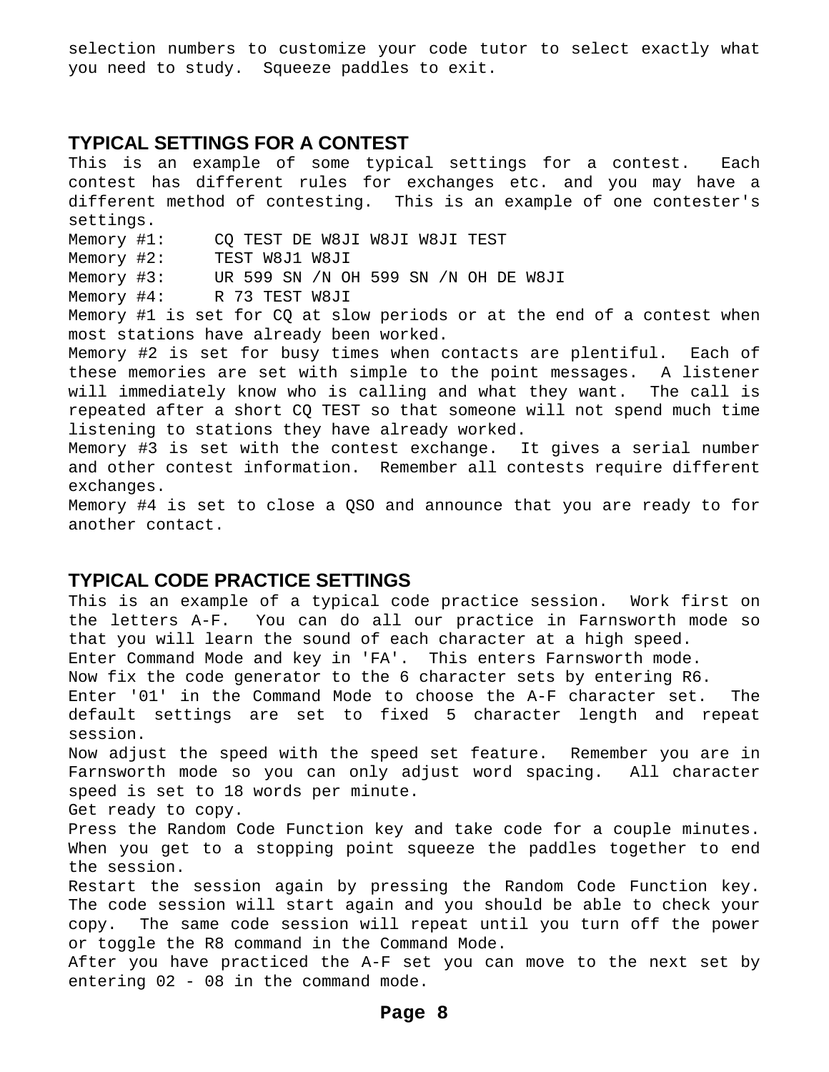selection numbers to customize your code tutor to select exactly what you need to study. Squeeze paddles to exit.

## TYPICAL SETTINGS FOR A CONTEST

This is an example of some typical settings for a contest. Each contest has different rules for exchanges etc. and you may have a different method of contesting. This is an example of one contester's settings.

Memory #1: CQ TEST DE W8JI W8JI W8JI TEST
Memory #2: TEST W8J1 W8JI
Memory #3: UR 599 SN /N OH 599 SN /N OH DE W8JI
Memory #4: R 73 TEST W8JI

Memory #1 is set for CQ at slow periods or at the end of a contest when most stations have already been worked.

Memory #2 is set for busy times when contacts are plentiful. Each of these memories are set with simple to the point messages. A listener will immediately know who is calling and what they want. The call is repeated after a short CQ TEST so that someone will not spend much time listening to stations they have already worked.

Memory #3 is set with the contest exchange. It gives a serial number and other contest information. Remember all contests require different exchanges.

Memory #4 is set to close a QSO and announce that you are ready to for another contact.

## TYPICAL CODE PRACTICE SETTINGS

This is an example of a typical code practice session. Work first on the letters A-F. You can do all our practice in Farnsworth mode so that you will learn the sound of each character at a high speed.

Enter Command Mode and key in 'FA'. This enters Farnsworth mode.

Now fix the code generator to the 6 character sets by entering R6.

Enter '01' in the Command Mode to choose the A-F character set. The default settings are set to fixed 5 character length and repeat session.

Now adjust the speed with the speed set feature. Remember you are in Farnsworth mode so you can only adjust word spacing. All character speed is set to 18 words per minute.

Get ready to copy.

Press the Random Code Function key and take code for a couple minutes. When you get to a stopping point squeeze the paddles together to end the session.

Restart the session again by pressing the Random Code Function key. The code session will start again and you should be able to check your copy. The same code session will repeat until you turn off the power or toggle the R8 command in the Command Mode.

After you have practiced the A-F set you can move to the next set by entering 02 - 08 in the command mode.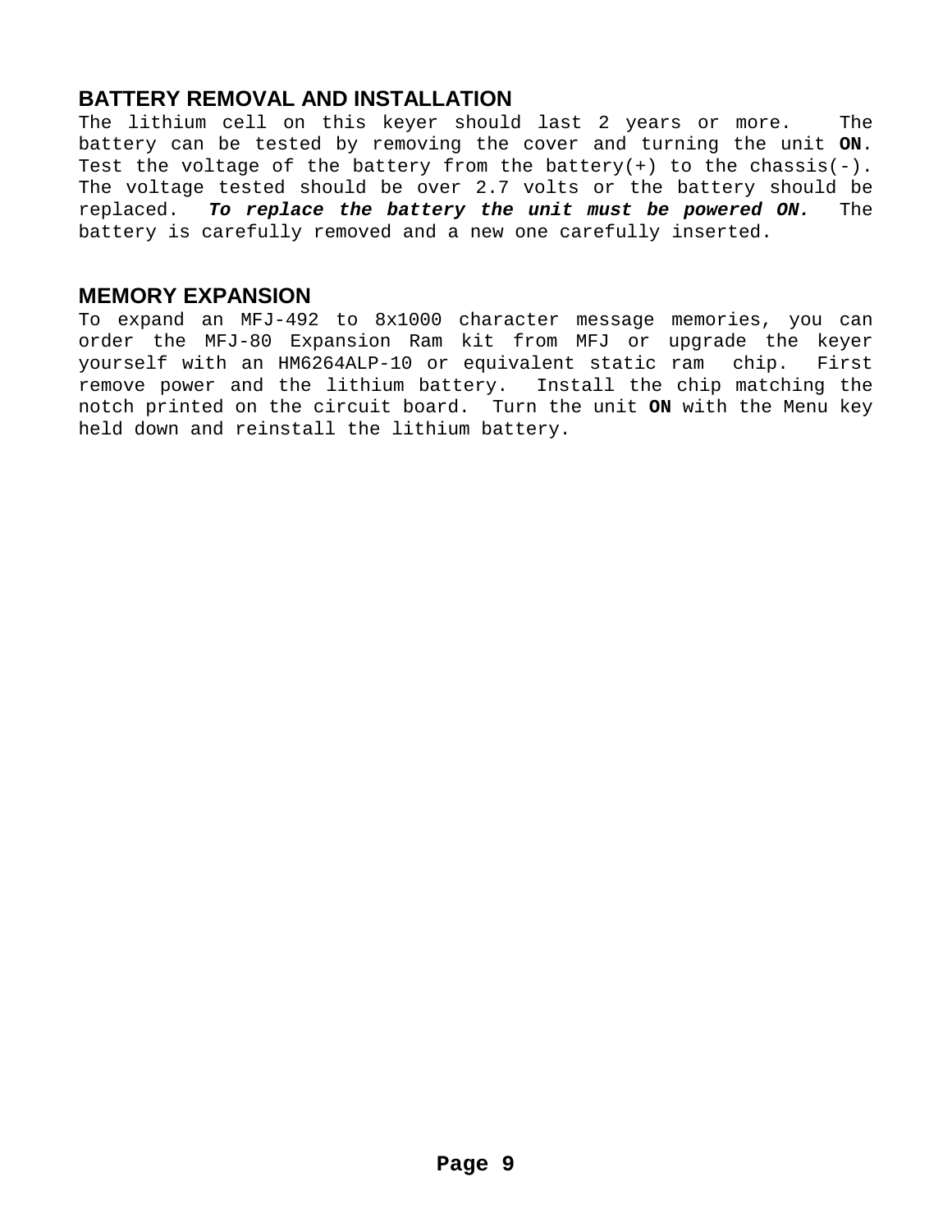## BATTERY REMOVAL AND INSTALLATION

The lithium cell on this keyer should last 2 years or more. The battery can be tested by removing the cover and turning the unit **ON**. Test the voltage of the battery from the battery(+) to the chassis(-). The voltage tested should be over 2.7 volts or the battery should be replaced. ***To replace the battery the unit must be powered ON.*** The battery is carefully removed and a new one carefully inserted.

## MEMORY EXPANSION

To expand an MFJ-492 to 8x1000 character message memories, you can order the MFJ-80 Expansion Ram kit from MFJ or upgrade the keyer yourself with an HM6264ALP-10 or equivalent static ram chip. First remove power and the lithium battery. Install the chip matching the notch printed on the circuit board. Turn the unit **ON** with the Menu key held down and reinstall the lithium battery.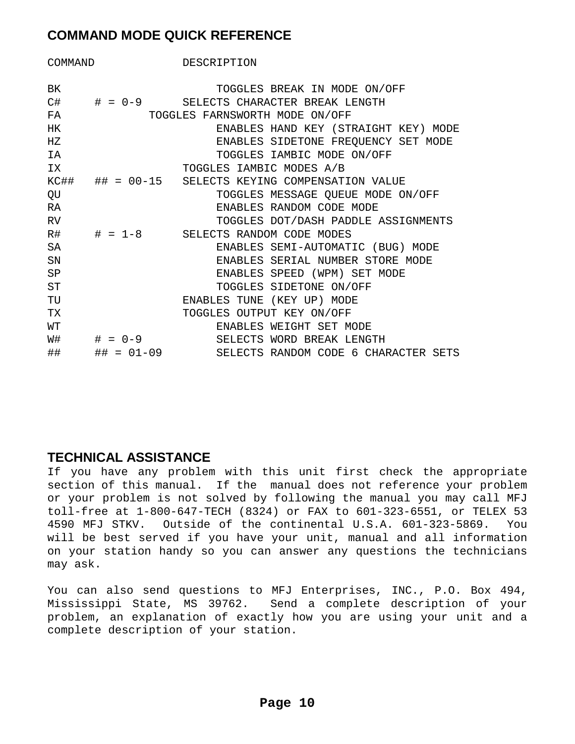## COMMAND MODE QUICK REFERENCE

| COMMAND | | DESCRIPTION |
| --- | --- | --- |
| BK | | TOGGLES BREAK IN MODE ON/OFF |
| C# | # = 0-9 | SELECTS CHARACTER BREAK LENGTH |
| FA | | TOGGLES FARNSWORTH MODE ON/OFF |
| HK | | ENABLES HAND KEY (STRAIGHT KEY) MODE |
| HZ | | ENABLES SIDETONE FREQUENCY SET MODE |
| IA | | TOGGLES IAMBIC MODE ON/OFF |
| IX | | TOGGLES IAMBIC MODES A/B |
| KC## | ## = 00-15 | SELECTS KEYING COMPENSATION VALUE |
| QU | | TOGGLES MESSAGE QUEUE MODE ON/OFF |
| RA | | ENABLES RANDOM CODE MODE |
| RV | | TOGGLES DOT/DASH PADDLE ASSIGNMENTS |
| R# | # = 1-8 | SELECTS RANDOM CODE MODES |
| SA | | ENABLES SEMI-AUTOMATIC (BUG) MODE |
| SN | | ENABLES SERIAL NUMBER STORE MODE |
| SP | | ENABLES SPEED (WPM) SET MODE |
| ST | | TOGGLES SIDETONE ON/OFF |
| TU | | ENABLES TUNE (KEY UP) MODE |
| TX | | TOGGLES OUTPUT KEY ON/OFF |
| WT | | ENABLES WEIGHT SET MODE |
| W# | # = 0-9 | SELECTS WORD BREAK LENGTH |
| ## | ## = 01-09 | SELECTS RANDOM CODE 6 CHARACTER SETS |

## TECHNICAL ASSISTANCE

If you have any problem with this unit first check the appropriate section of this manual. If the manual does not reference your problem or your problem is not solved by following the manual you may call MFJ toll-free at 1-800-647-TECH (8324) or FAX to 601-323-6551, or TELEX 53 4590 MFJ STKV. Outside of the continental U.S.A. 601-323-5869. You will be best served if you have your unit, manual and all information on your station handy so you can answer any questions the technicians may ask.

You can also send questions to MFJ Enterprises, INC., P.O. Box 494, Mississippi State, MS 39762. Send a complete description of your problem, an explanation of exactly how you are using your unit and a complete description of your station.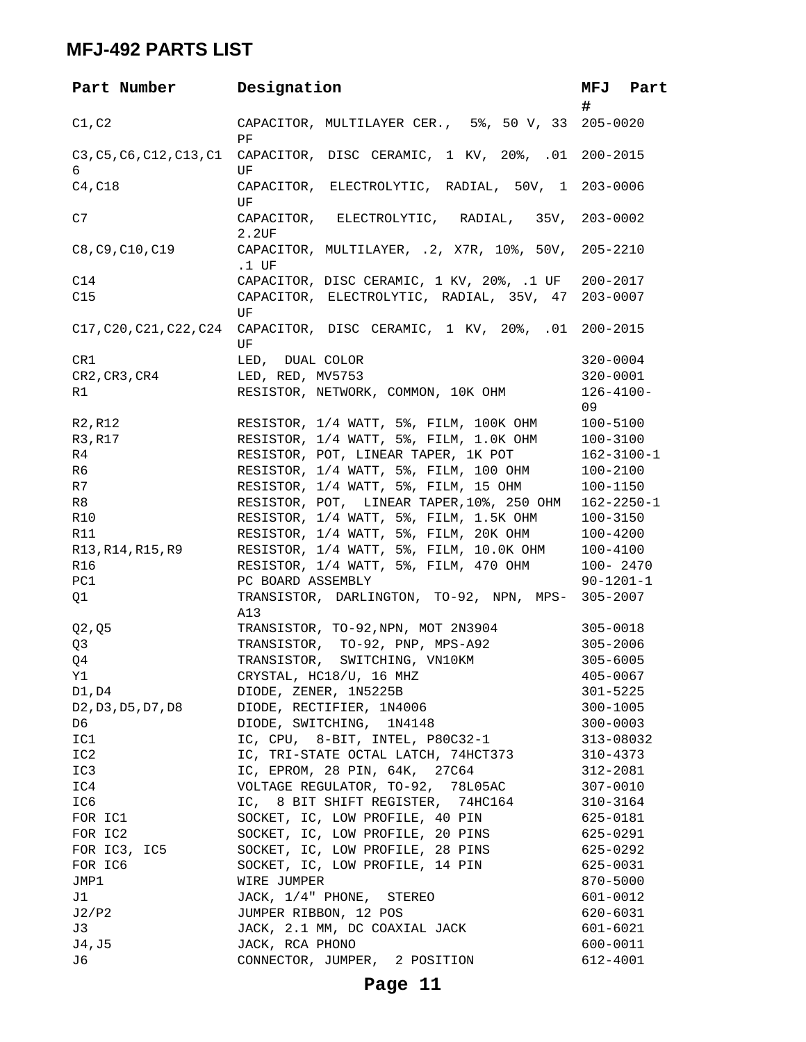# MFJ-492 PARTS LIST

| Part Number | Designation | MFJ Part # |
|---|---|---|
| C1,C2 | CAPACITOR, MULTILAYER CER., 5%, 50 V, 33 PF | 205-0020 |
| C3,C5,C6,C12,C13,C16 | CAPACITOR, DISC CERAMIC, 1 KV, 20%, .01 UF | 200-2015 |
| C4,C18 | CAPACITOR, ELECTROLYTIC, RADIAL, 50V, 1 UF | 203-0006 |
| C7 | CAPACITOR, ELECTROLYTIC, RADIAL, 35V, 2.2UF | 203-0002 |
| C8,C9,C10,C19 | CAPACITOR, MULTILAYER, .2, X7R, 10%, 50V, .1 UF | 205-2210 |
| C14 | CAPACITOR, DISC CERAMIC, 1 KV, 20%, .1 UF | 200-2017 |
| C15 | CAPACITOR, ELECTROLYTIC, RADIAL, 35V, 47 UF | 203-0007 |
| C17,C20,C21,C22,C24 | CAPACITOR, DISC CERAMIC, 1 KV, 20%, .01 UF | 200-2015 |
| CR1 | LED, DUAL COLOR | 320-0004 |
| CR2,CR3,CR4 | LED, RED, MV5753 | 320-0001 |
| R1 | RESISTOR, NETWORK, COMMON, 10K OHM | 126-4100-09 |
| R2,R12 | RESISTOR, 1/4 WATT, 5%, FILM, 100K OHM | 100-5100 |
| R3,R17 | RESISTOR, 1/4 WATT, 5%, FILM, 1.0K OHM | 100-3100 |
| R4 | RESISTOR, POT, LINEAR TAPER, 1K POT | 162-3100-1 |
| R6 | RESISTOR, 1/4 WATT, 5%, FILM, 100 OHM | 100-2100 |
| R7 | RESISTOR, 1/4 WATT, 5%, FILM, 15 OHM | 100-1150 |
| R8 | RESISTOR, POT, LINEAR TAPER,10%, 250 OHM | 162-2250-1 |
| R10 | RESISTOR, 1/4 WATT, 5%, FILM, 1.5K OHM | 100-3150 |
| R11 | RESISTOR, 1/4 WATT, 5%, FILM, 20K OHM | 100-4200 |
| R13,R14,R15,R9 | RESISTOR, 1/4 WATT, 5%, FILM, 10.0K OHM | 100-4100 |
| R16 | RESISTOR, 1/4 WATT, 5%, FILM, 470 OHM | 100- 2470 |
| PC1 | PC BOARD ASSEMBLY | 90-1201-1 |
| Q1 | TRANSISTOR, DARLINGTON, TO-92, NPN, MPS-A13 | 305-2007 |
| Q2,Q5 | TRANSISTOR, TO-92,NPN, MOT 2N3904 | 305-0018 |
| Q3 | TRANSISTOR, TO-92, PNP, MPS-A92 | 305-2006 |
| Q4 | TRANSISTOR, SWITCHING, VN10KM | 305-6005 |
| Y1 | CRYSTAL, HC18/U, 16 MHZ | 405-0067 |
| D1,D4 | DIODE, ZENER, 1N5225B | 301-5225 |
| D2,D3,D5,D7,D8 | DIODE, RECTIFIER, 1N4006 | 300-1005 |
| D6 | DIODE, SWITCHING, 1N4148 | 300-0003 |
| IC1 | IC, CPU, 8-BIT, INTEL, P80C32-1 | 313-08032 |
| IC2 | IC, TRI-STATE OCTAL LATCH, 74HCT373 | 310-4373 |
| IC3 | IC, EPROM, 28 PIN, 64K, 27C64 | 312-2081 |
| IC4 | VOLTAGE REGULATOR, TO-92, 78L05AC | 307-0010 |
| IC6 | IC, 8 BIT SHIFT REGISTER, 74HC164 | 310-3164 |
| FOR IC1 | SOCKET, IC, LOW PROFILE, 40 PIN | 625-0181 |
| FOR IC2 | SOCKET, IC, LOW PROFILE, 20 PINS | 625-0291 |
| FOR IC3, IC5 | SOCKET, IC, LOW PROFILE, 28 PINS | 625-0292 |
| FOR IC6 | SOCKET, IC, LOW PROFILE, 14 PIN | 625-0031 |
| JMP1 | WIRE JUMPER | 870-5000 |
| J1 | JACK, 1/4" PHONE, STEREO | 601-0012 |
| J2/P2 | JUMPER RIBBON, 12 POS | 620-6031 |
| J3 | JACK, 2.1 MM, DC COAXIAL JACK | 601-6021 |
| J4,J5 | JACK, RCA PHONO | 600-0011 |
| J6 | CONNECTOR, JUMPER, 2 POSITION | 612-4001 |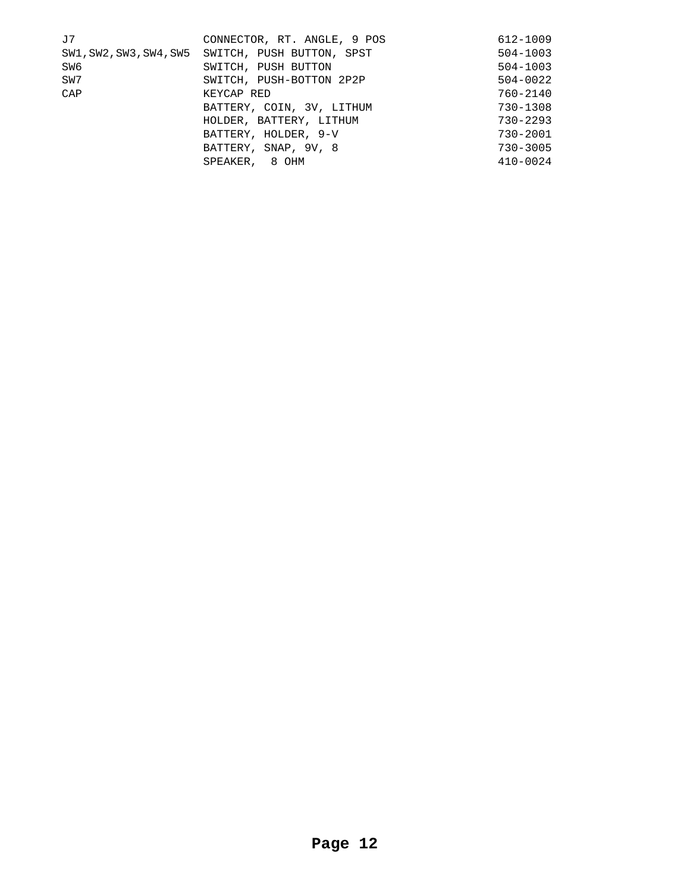| | | |
|---|---|---|
| J7 | CONNECTOR, RT. ANGLE, 9 POS | 612-1009 |
| SW1,SW2,SW3,SW4,SW5 | SWITCH, PUSH BUTTON, SPST | 504-1003 |
| SW6 | SWITCH, PUSH BUTTON | 504-1003 |
| SW7 | SWITCH, PUSH-BOTTON 2P2P | 504-0022 |
| CAP | KEYCAP RED | 760-2140 |
| | BATTERY, COIN, 3V, LITHUM | 730-1308 |
| | HOLDER, BATTERY, LITHUM | 730-2293 |
| | BATTERY, HOLDER, 9-V | 730-2001 |
| | BATTERY, SNAP, 9V, 8 | 730-3005 |
| | SPEAKER, 8 OHM | 410-0024 |